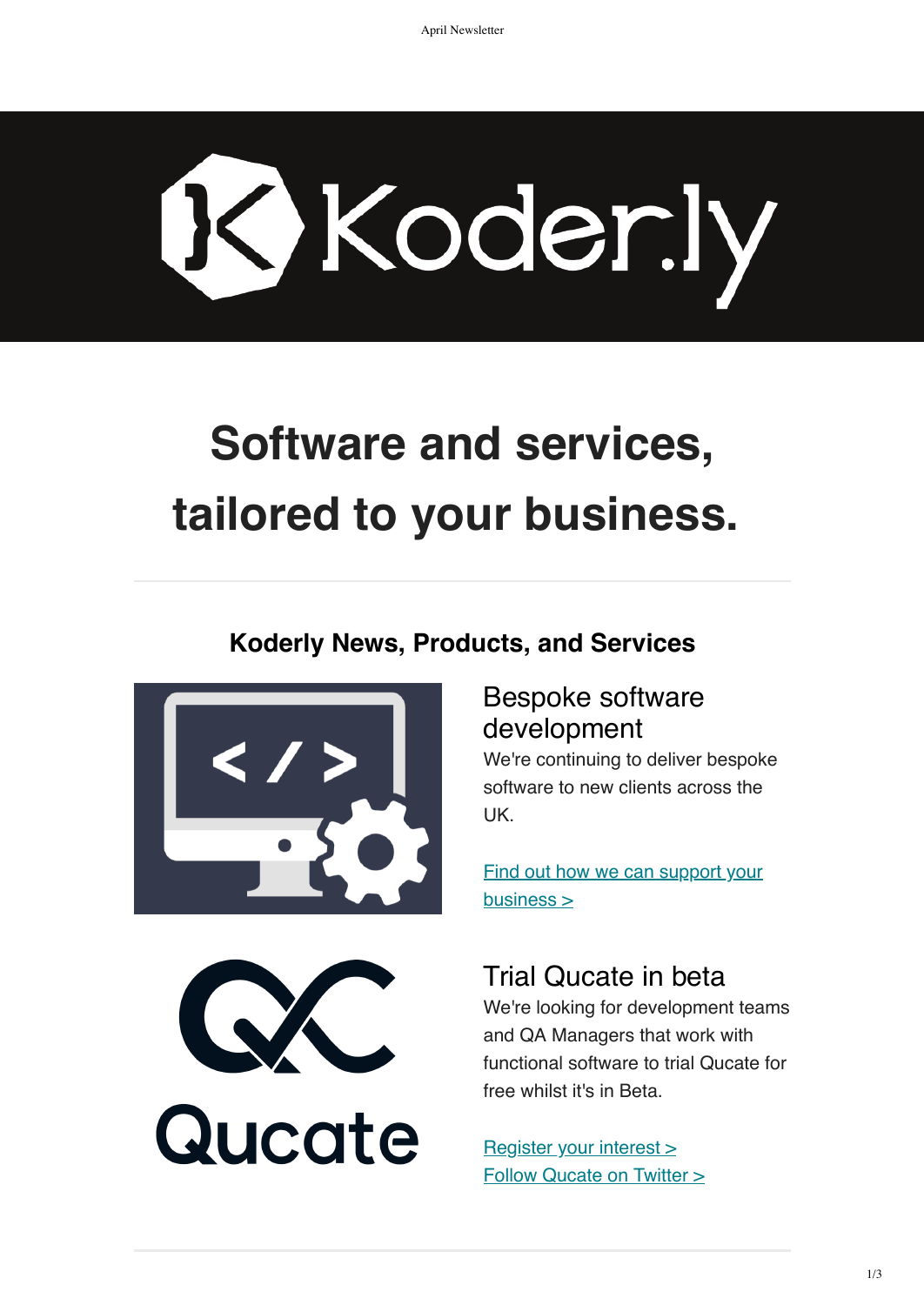# Software and services, tailored to your business.

---

## Koderly News, Products, and Services

### Bespoke software development

We're continuing to deliver bespoke software to new clients across the UK.

[Find out how we can support your business >]

### Trial Qucate in beta

We're looking for development teams and QA Managers that work with functional software to trial Qucate for free whilst it's in Beta.

[Register your interest >]
[Follow Qucate on Twitter >]

---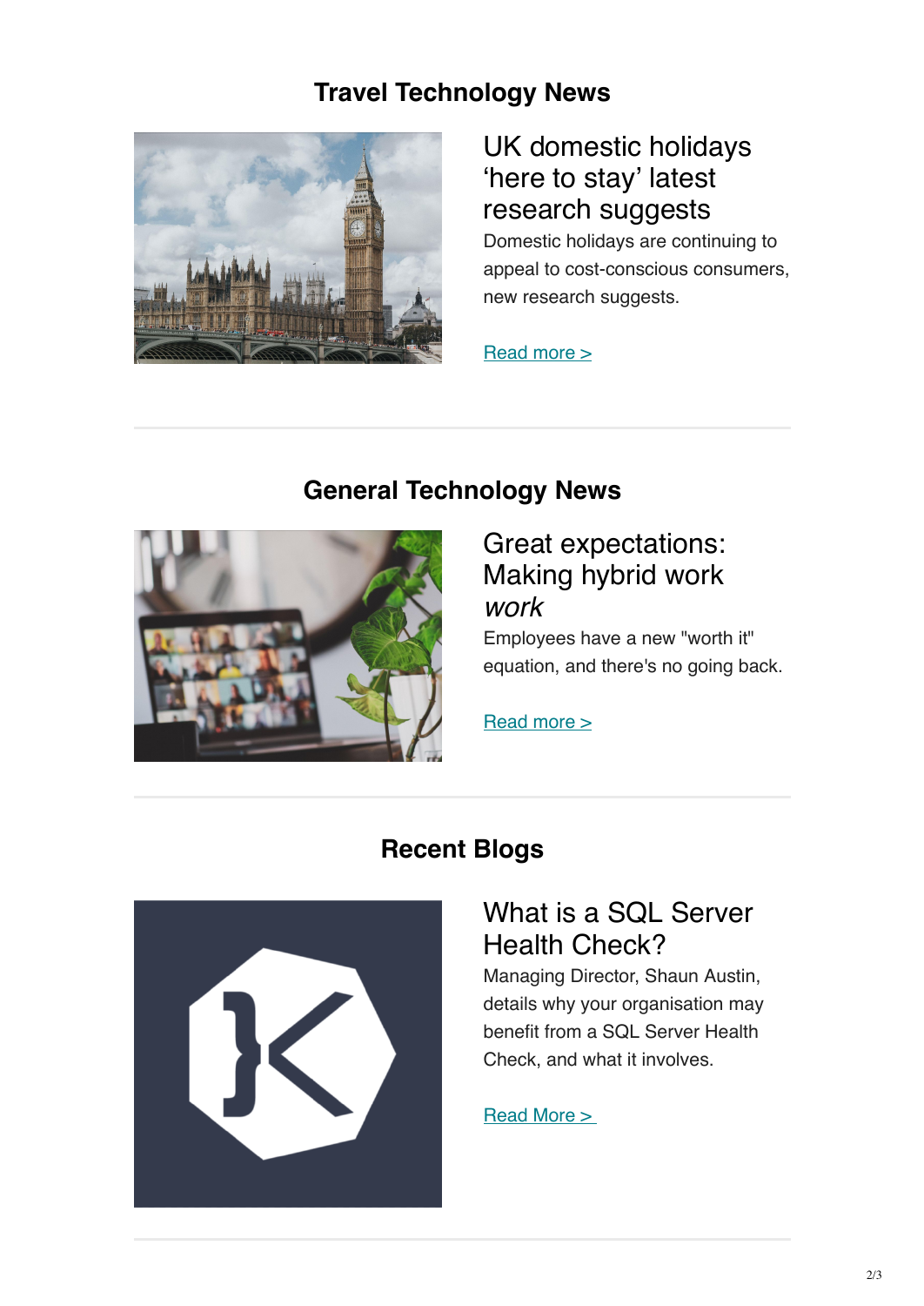## Travel Technology News

### UK domestic holidays 'here to stay' latest research suggests

Domestic holidays are continuing to appeal to cost-conscious consumers, new research suggests.

Read more >

---

## General Technology News

### Great expectations: Making hybrid work *work*

Employees have a new "worth it" equation, and there's no going back.

Read more >

---

## Recent Blogs

### What is a SQL Server Health Check?

Managing Director, Shaun Austin, details why your organisation may benefit from a SQL Server Health Check, and what it involves.

Read More >

---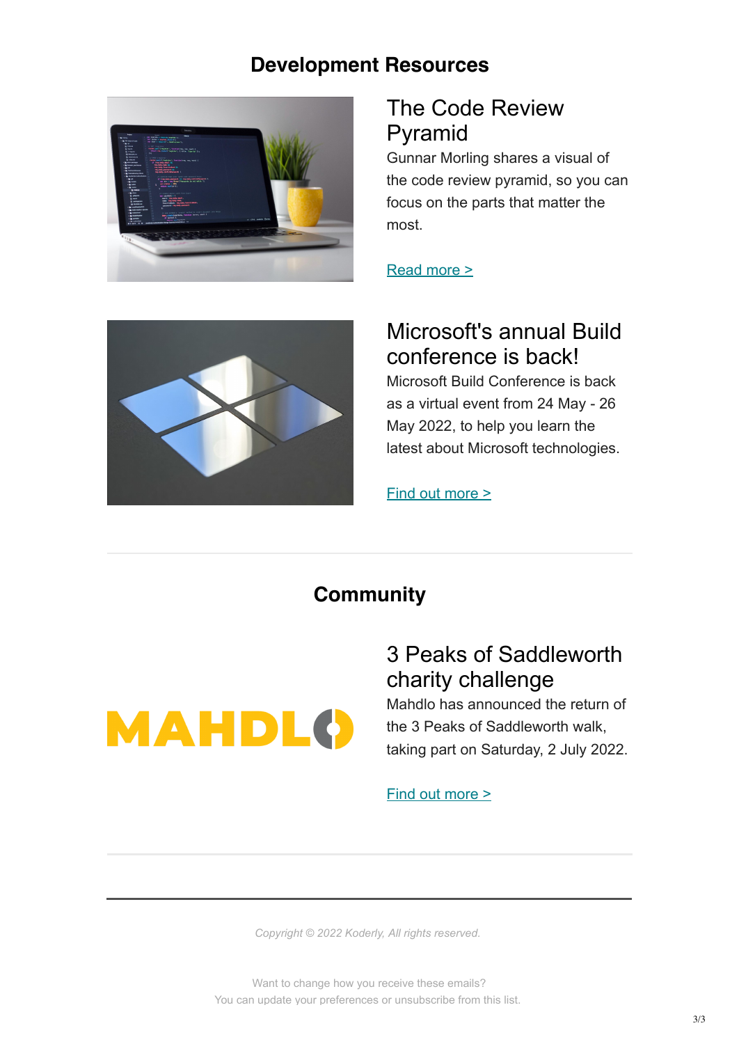## Development Resources

### The Code Review Pyramid

Gunnar Morling shares a visual of the code review pyramid, so you can focus on the parts that matter the most.

Read more >

### Microsoft's annual Build conference is back!

Microsoft Build Conference is back as a virtual event from 24 May - 26 May 2022, to help you learn the latest about Microsoft technologies.

Find out more >

---

## Community

MAHDLO

### 3 Peaks of Saddleworth charity challenge

Mahdlo has announced the return of the 3 Peaks of Saddleworth walk, taking part on Saturday, 2 July 2022.

Find out more >

---

*Copyright © 2022 Koderly, All rights reserved.*

Want to change how you receive these emails?
You can update your preferences or unsubscribe from this list.